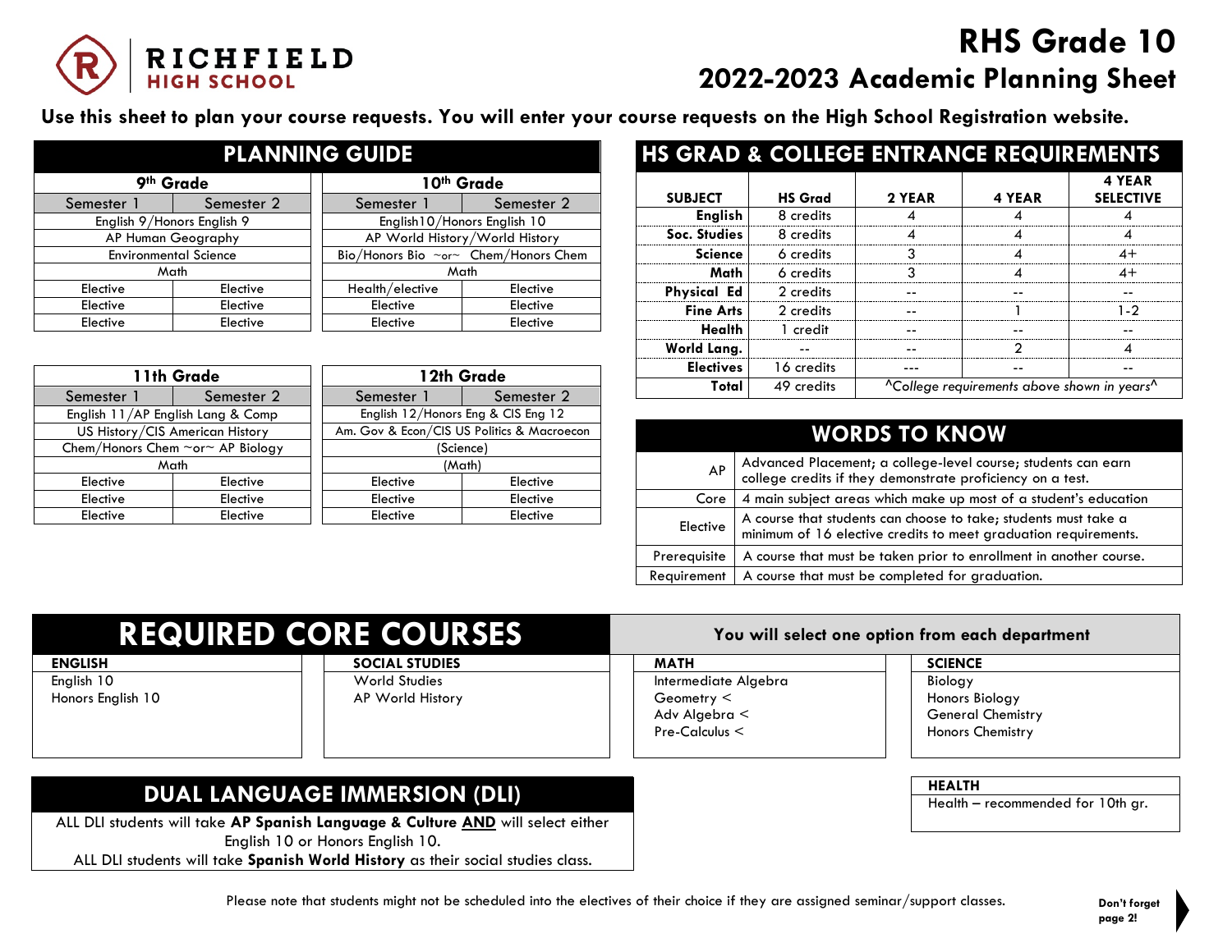# RICHFIELD HIGH SCHOOL

# RHS Grade 10
## 2022-2023 Academic Planning Sheet

**Use this sheet to plan your course requests. You will enter your course requests on the High School Registration website.**

## PLANNING GUIDE

| 9th Grade | |
|---|---|
| Semester 1 | Semester 2 |
| English 9/Honors English 9 | |
| AP Human Geography | |
| Environmental Science | |
| Math | |
| Elective | Elective |
| Elective | Elective |
| Elective | Elective |

| 10th Grade | |
|---|---|
| Semester 1 | Semester 2 |
| English10/Honors English 10 | |
| AP World History/World History | |
| Bio/Honors Bio ~or~ Chem/Honors Chem | |
| Math | |
| Health/elective | Elective |
| Elective | Elective |
| Elective | Elective |

| 11th Grade | |
|---|---|
| Semester 1 | Semester 2 |
| English 11/AP English Lang & Comp | |
| US History/CIS American History | |
| Chem/Honors Chem ~or~ AP Biology | |
| Math | |
| Elective | Elective |
| Elective | Elective |
| Elective | Elective |

| 12th Grade | |
|---|---|
| Semester 1 | Semester 2 |
| English 12/Honors Eng & CIS Eng 12 | |
| Am. Gov & Econ/CIS US Politics & Macroecon | |
| (Science) | |
| (Math) | |
| Elective | Elective |
| Elective | Elective |
| Elective | Elective |

## HS GRAD & COLLEGE ENTRANCE REQUIREMENTS

| SUBJECT | HS Grad | 2 YEAR | 4 YEAR | 4 YEAR SELECTIVE |
|---|---|---|---|---|
| English | 8 credits | 4 | 4 | 4 |
| Soc. Studies | 8 credits | 4 | 4 | 4 |
| Science | 6 credits | 3 | 4 | 4+ |
| Math | 6 credits | 3 | 4 | 4+ |
| Physical Ed | 2 credits | -- | -- | -- |
| Fine Arts | 2 credits | -- | 1 | 1-2 |
| Health | 1 credit | -- | -- | -- |
| World Lang. | -- | -- | 2 | 4 |
| Electives | 16 credits | --- | -- | -- |
| Total | 49 credits | ^College requirements above shown in years^ | | |

## WORDS TO KNOW

| | |
|---|---|
| AP | Advanced Placement; a college-level course; students can earn college credits if they demonstrate proficiency on a test. |
| Core | 4 main subject areas which make up most of a student's education |
| Elective | A course that students can choose to take; students must take a minimum of 16 elective credits to meet graduation requirements. |
| Prerequisite | A course that must be taken prior to enrollment in another course. |
| Requirement | A course that must be completed for graduation. |

## REQUIRED CORE COURSES

**You will select one option from each department**

**ENGLISH**
- English 10
- Honors English 10

**SOCIAL STUDIES**
- World Studies
- AP World History

**MATH**
- Intermediate Algebra
- Geometry <
- Adv Algebra <
- Pre-Calculus <

**SCIENCE**
- Biology
- Honors Biology
- General Chemistry
- Honors Chemistry

## DUAL LANGUAGE IMMERSION (DLI)

ALL DLI students will take **AP Spanish Language & Culture AND** will select either English 10 or Honors English 10.
ALL DLI students will take **Spanish World History** as their social studies class.

**HEALTH**
- Health – recommended for 10th gr.

Please note that students might not be scheduled into the electives of their choice if they are assigned seminar/support classes.

**Don't forget page 2!**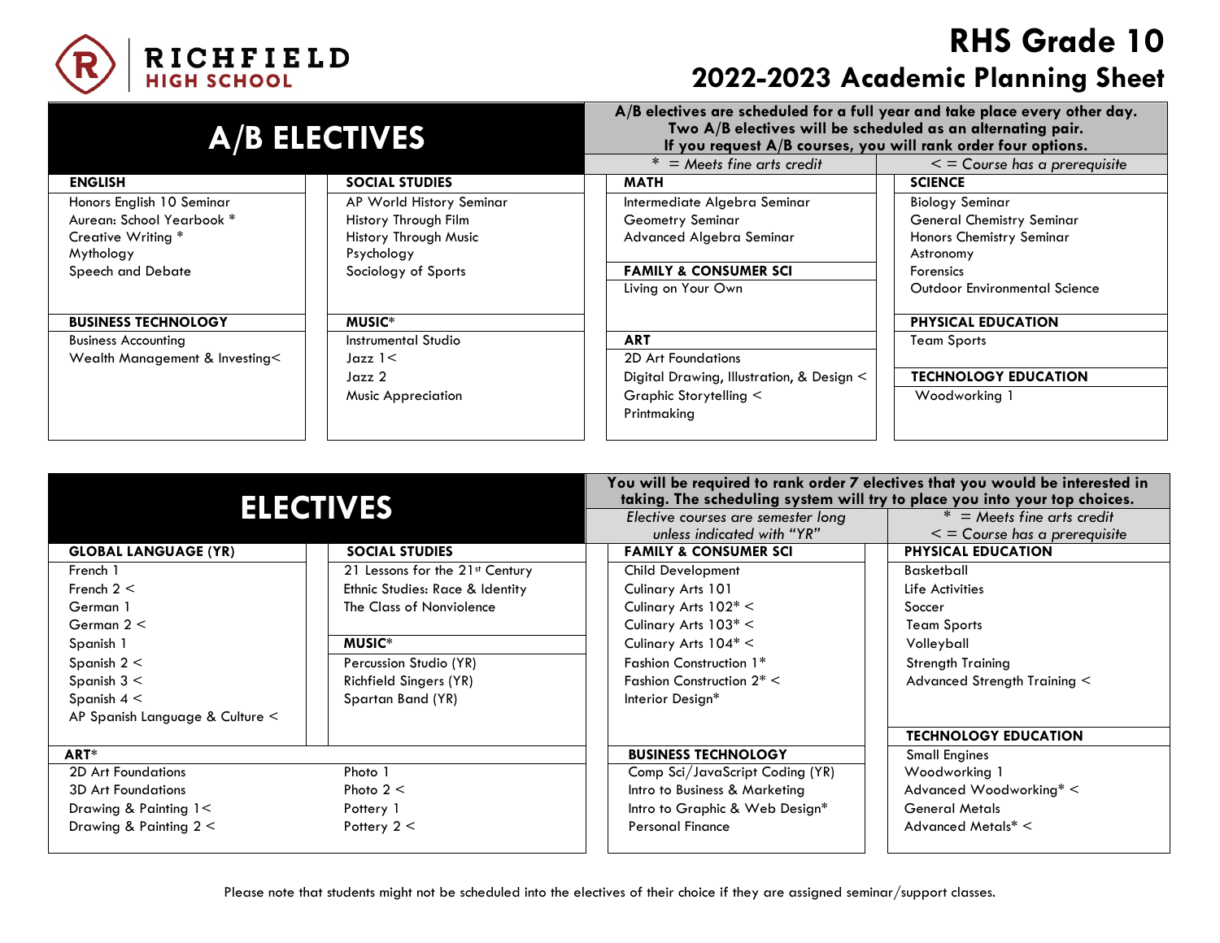# RHS Grade 10
## 2022-2023 Academic Planning Sheet

RICHFIELD HIGH SCHOOL

## A/B ELECTIVES

**A/B electives are scheduled for a full year and take place every other day. Two A/B electives will be scheduled as an alternating pair. If you request A/B courses, you will rank order four options.**

*\* = Meets fine arts credit*

*< = Course has a prerequisite*

### ENGLISH
- Honors English 10 Seminar
- Aurean: School Yearbook *
- Creative Writing *
- Mythology
- Speech and Debate

### BUSINESS TECHNOLOGY
- Business Accounting
- Wealth Management & Investing<

### SOCIAL STUDIES
- AP World History Seminar
- History Through Film
- History Through Music
- Psychology
- Sociology of Sports

### MUSIC*
- Instrumental Studio
- Jazz 1<
- Jazz 2
- Music Appreciation

### MATH
- Intermediate Algebra Seminar
- Geometry Seminar
- Advanced Algebra Seminar

### FAMILY & CONSUMER SCI
- Living on Your Own

### ART
- 2D Art Foundations
- Digital Drawing, Illustration, & Design <
- Graphic Storytelling <
- Printmaking

### SCIENCE
- Biology Seminar
- General Chemistry Seminar
- Honors Chemistry Seminar
- Astronomy
- Forensics
- Outdoor Environmental Science

### PHYSICAL EDUCATION
- Team Sports

### TECHNOLOGY EDUCATION
- Woodworking 1

## ELECTIVES

**You will be required to rank order 7 electives that you would be interested in taking. The scheduling system will try to place you into your top choices.**

*Elective courses are semester long unless indicated with "YR"*

*\* = Meets fine arts credit*

*< = Course has a prerequisite*

### GLOBAL LANGUAGE (YR)
- French 1
- French 2 <
- German 1
- German 2 <
- Spanish 1
- Spanish 2 <
- Spanish 3 <
- Spanish 4 <
- AP Spanish Language & Culture <

### SOCIAL STUDIES
- 21 Lessons for the 21st Century
- Ethnic Studies: Race & Identity
- The Class of Nonviolence

### MUSIC*
- Percussion Studio (YR)
- Richfield Singers (YR)
- Spartan Band (YR)

### ART*
- 2D Art Foundations
- 3D Art Foundations
- Drawing & Painting 1<
- Drawing & Painting 2 <
- Photo 1
- Photo 2 <
- Pottery 1
- Pottery 2 <

### FAMILY & CONSUMER SCI
- Child Development
- Culinary Arts 101
- Culinary Arts 102* <
- Culinary Arts 103* <
- Culinary Arts 104* <
- Fashion Construction 1*
- Fashion Construction 2* <
- Interior Design*

### BUSINESS TECHNOLOGY
- Comp Sci/JavaScript Coding (YR)
- Intro to Business & Marketing
- Intro to Graphic & Web Design*
- Personal Finance

### PHYSICAL EDUCATION
- Basketball
- Life Activities
- Soccer
- Team Sports
- Volleyball
- Strength Training
- Advanced Strength Training <

### TECHNOLOGY EDUCATION
- Small Engines
- Woodworking 1
- Advanced Woodworking* <
- General Metals
- Advanced Metals* <

Please note that students might not be scheduled into the electives of their choice if they are assigned seminar/support classes.